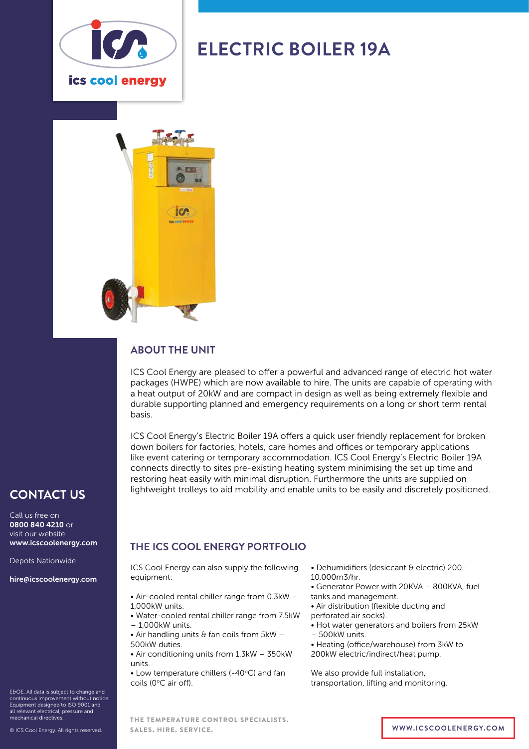# ELECTRIC BOILER 19A

## ABOUT THE UNIT

ICS Cool Energy are pleased to offer a powerful and advanced range of electric hot water packages (HWPE) which are now available to hire. The units are capable of operating with a heat output of 20kW and are compact in design as well as being extremely flexible and durable supporting planned and emergency requirements on a long or short term rental basis.

ICS Cool Energy's Electric Boiler 19A offers a quick user friendly replacement for broken down boilers for factories, hotels, care homes and offices or temporary applications like event catering or temporary accommodation. ICS Cool Energy's Electric Boiler 19A connects directly to sites pre-existing heating system minimising the set up time and restoring heat easily with minimal disruption. Furthermore the units are supplied on lightweight trolleys to aid mobility and enable units to be easily and discretely positioned.

## THE ICS COOL ENERGY PORTFOLIO

ICS Cool Energy can also supply the following equipment:

- Air-cooled rental chiller range from 0.3kW – 1,000kW units.
- Water-cooled rental chiller range from 7.5kW – 1,000kW units.
- Air handling units & fan coils from 5kW – 500kW duties.
- Air conditioning units from 1.3kW – 350kW units.
- Low temperature chillers (-40°C) and fan coils (0°C air off).
- Dehumidifiers (desiccant & electric) 200-10,000m3/hr.
- Generator Power with 20KVA – 800KVA, fuel tanks and management.
- Air distribution (flexible ducting and perforated air socks).
- Hot water generators and boilers from 25kW – 500kW units.
- Heating (office/warehouse) from 3kW to 200kW electric/indirect/heat pump.

We also provide full installation, transportation, lifting and monitoring.

## CONTACT US

Call us free on **0800 840 4210** or visit our website **www.icscoolenergy.com**

Depots Nationwide

**hire@icscoolenergy.com**

E&OE. All data is subject to change and continuous improvement without notice. Equipment designed to ISO 9001 and all relevant electrical, pressure and mechanical directives.

© ICS Cool Energy. All rights reserved.

THE TEMPERATURE CONTROL SPECIALISTS.
SALES. HIRE. SERVICE.

WWW.ICSCOOLENERGY.COM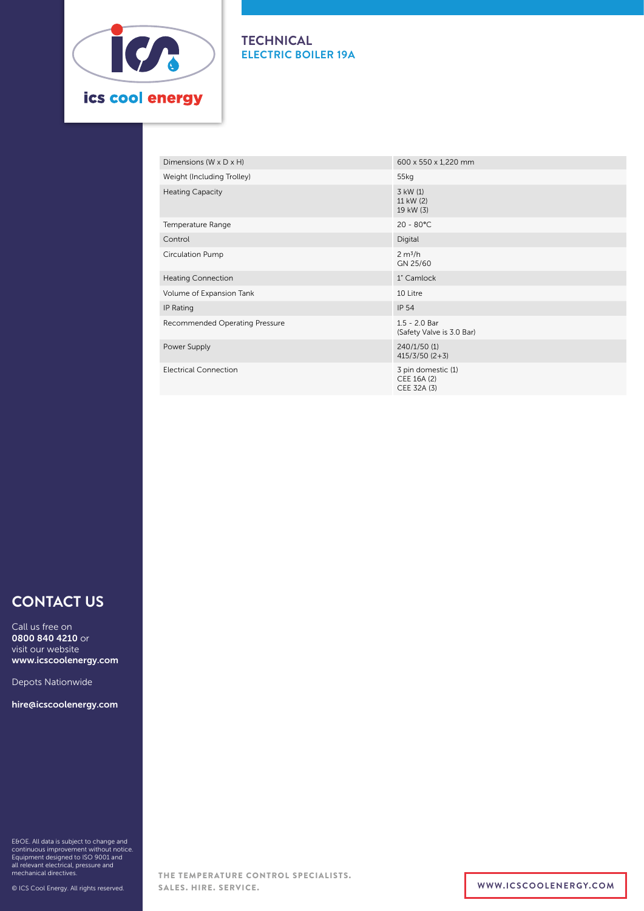ics cool energy

# TECHNICAL
## ELECTRIC BOILER 19A

| | |
|---|---|
| Dimensions (W x D x H) | 600 x 550 x 1,220 mm |
| Weight (Including Trolley) | 55kg |
| Heating Capacity | 3 kW (1)<br>11 kW (2)<br>19 kW (3) |
| Temperature Range | 20 - 80°C |
| Control | Digital |
| Circulation Pump | 2 m³/h<br>GN 25/60 |
| Heating Connection | 1" Camlock |
| Volume of Expansion Tank | 10 Litre |
| IP Rating | IP 54 |
| Recommended Operating Pressure | 1.5 - 2.0 Bar<br>(Safety Valve is 3.0 Bar) |
| Power Supply | 240/1/50 (1)<br>415/3/50 (2+3) |
| Electrical Connection | 3 pin domestic (1)<br>CEE 16A (2)<br>CEE 32A (3) |

## CONTACT US

Call us free on **0800 840 4210** or visit our website **www.icscoolenergy.com**

Depots Nationwide

**hire@icscoolenergy.com**

E&OE. All data is subject to change and continuous improvement without notice. Equipment designed to ISO 9001 and all relevant electrical, pressure and mechanical directives.

© ICS Cool Energy. All rights reserved.

THE TEMPERATURE CONTROL SPECIALISTS.
SALES. HIRE. SERVICE.

WWW.ICSCOOLENERGY.COM